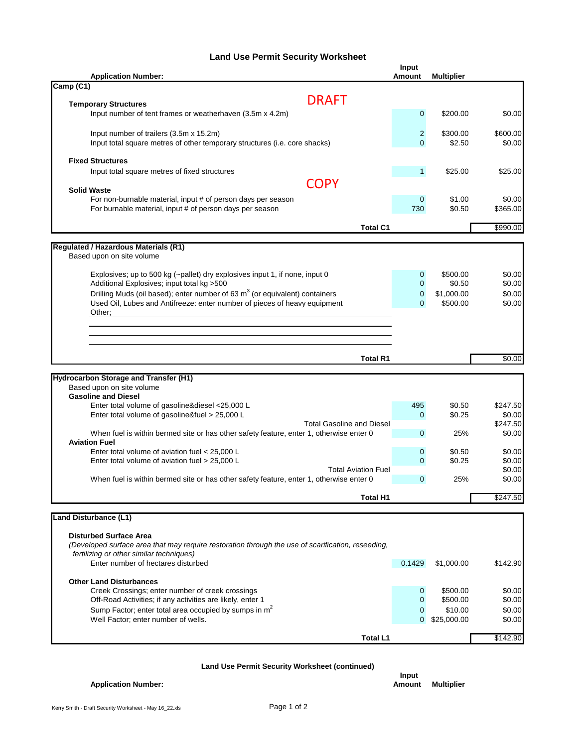# Land Use Permit Security Worksheet

DRAFT COPY

| Application Number: | Input Amount | Multiplier | |
|---|---|---|---|
| **Camp (C1)** | | | |
| **Temporary Structures** | | | |
| Input number of tent frames or weatherhaven (3.5m x 4.2m) | 0 | $200.00 | $0.00 |
| Input number of trailers (3.5m x 15.2m) | 2 | $300.00 | $600.00 |
| Input total square metres of other temporary structures (i.e. core shacks) | 0 | $2.50 | $0.00 |
| **Fixed Structures** | | | |
| Input total square metres of fixed structures | 1 | $25.00 | $25.00 |
| **Solid Waste** | | | |
| For non-burnable material, input # of person days per season | 0 | $1.00 | $0.00 |
| For burnable material, input # of person days per season | 730 | $0.50 | $365.00 |
| **Total C1** | | | $990.00 |

| | Input Amount | Multiplier | |
|---|---|---|---|
| **Regulated / Hazardous Materials (R1)** | | | |
| Based upon on site volume | | | |
| Explosives; up to 500 kg (~pallet) dry explosives input 1, if none, input 0 | 0 | $500.00 | $0.00 |
| Additional Explosives; input total kg >500 | 0 | $0.50 | $0.00 |
| Drilling Muds (oil based); enter number of 63 $m^3$ (or equivalent) containers | 0 | $1,000.00 | $0.00 |
| Used Oil, Lubes and Antifreeze: enter number of pieces of heavy equipment | 0 | $500.00 | $0.00 |
| Other; | | | |
| **Total R1** | | | $0.00 |

| | Input Amount | Multiplier | |
|---|---|---|---|
| **Hydrocarbon Storage and Transfer (H1)** | | | |
| Based upon on site volume | | | |
| **Gasoline and Diesel** | | | |
| Enter total volume of gasoline&diesel <25,000 L | 495 | $0.50 | $247.50 |
| Enter total volume of gasoline&fuel > 25,000 L | 0 | $0.25 | $0.00 |
| Total Gasoline and Diesel | | | $247.50 |
| When fuel is within bermed site or has other safety feature, enter 1, otherwise enter 0 | 0 | 25% | $0.00 |
| **Aviation Fuel** | | | |
| Enter total volume of aviation fuel < 25,000 L | 0 | $0.50 | $0.00 |
| Enter total volume of aviation fuel > 25,000 L | 0 | $0.25 | $0.00 |
| Total Aviation Fuel | | | $0.00 |
| When fuel is within bermed site or has other safety feature, enter 1, otherwise enter 0 | 0 | 25% | $0.00 |
| **Total H1** | | | $247.50 |

| | Input Amount | Multiplier | |
|---|---|---|---|
| **Land Disturbance (L1)** | | | |
| **Disturbed Surface Area** | | | |
| *(Developed surface area that may require restoration through the use of scarification, reseeding, fertilizing or other similar techniques)* | | | |
| Enter number of hectares disturbed | 0.1429 | $1,000.00 | $142.90 |
| **Other Land Disturbances** | | | |
| Creek Crossings; enter number of creek crossings | 0 | $500.00 | $0.00 |
| Off-Road Activities; if any activities are likely, enter 1 | 0 | $500.00 | $0.00 |
| Sump Factor; enter total area occupied by sumps in $m^2$ | 0 | $10.00 | $0.00 |
| Well Factor; enter number of wells. | 0 | $25,000.00 | $0.00 |
| **Total L1** | | | $142.90 |

**Land Use Permit Security Worksheet (continued)**

| Application Number: | Input Amount | Multiplier |
|---|---|---|

Kerry Smith - Draft Security Worksheet - May 16_22.xls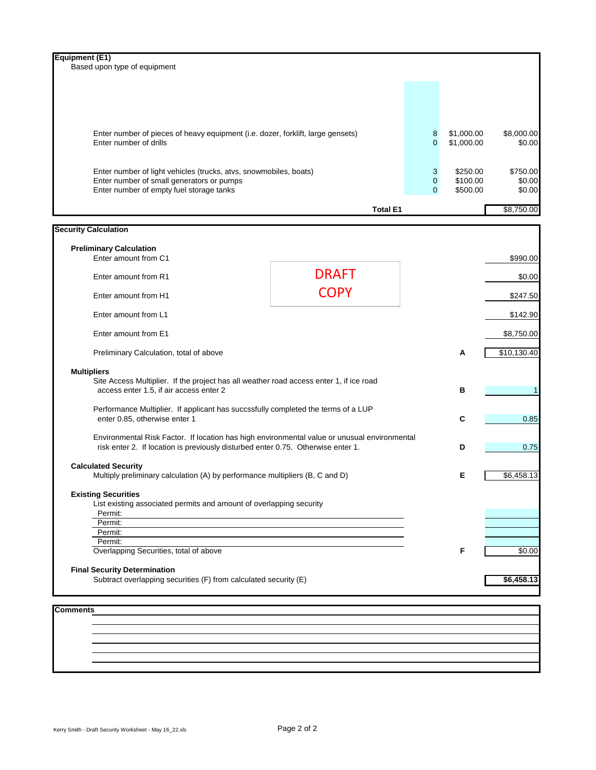## Equipment (E1)

Based upon type of equipment

| | Quantity | Rate | Amount |
|---|---|---|---|
| Enter number of pieces of heavy equipment (i.e. dozer, forklift, large gensets) | 8 | $1,000.00 | $8,000.00 |
| Enter number of drills | 0 | $1,000.00 | $0.00 |
| Enter number of light vehicles (trucks, atvs, snowmobiles, boats) | 3 | $250.00 | $750.00 |
| Enter number of small generators or pumps | 0 | $100.00 | $0.00 |
| Enter number of empty fuel storage tanks | 0 | $500.00 | $0.00 |
| **Total E1** | | | $8,750.00 |

## Security Calculation

**Preliminary Calculation**

| | | |
|---|---|---|
| Enter amount from C1 | | $990.00 |
| Enter amount from R1 | | $0.00 |
| Enter amount from H1 | | $247.50 |
| Enter amount from L1 | | $142.90 |
| Enter amount from E1 | | $8,750.00 |
| Preliminary Calculation, total of above | A | $10,130.40 |

DRAFT COPY

**Multipliers**

| | | |
|---|---|---|
| Site Access Multiplier. If the project has all weather road access enter 1, if ice road access enter 1.5, if air access enter 2 | B | 1 |
| Performance Multiplier. If applicant has succssfully completed the terms of a LUP enter 0.85, otherwise enter 1 | C | 0.85 |
| Environmental Risk Factor. If location has high environmental value or unusual environmental risk enter 2. If location is previously disturbed enter 0.75. Otherwise enter 1. | D | 0.75 |

**Calculated Security**

| | | |
|---|---|---|
| Multiply preliminary calculation (A) by performance multipliers (B, C and D) | E | $6,458.13 |

**Existing Securities**

List existing associated permits and amount of overlapping security

| | | |
|---|---|---|
| Permit: | | |
| Permit: | | |
| Permit: | | |
| Permit: | | |
| Overlapping Securities, total of above | F | $0.00 |

**Final Security Determination**

| | | |
|---|---|---|
| Subtract overlapping securities (F) from calculated security (E) | | **$6,458.13** |

## Comments

Kerry Smith - Draft Security Worksheet - May 16_22.xls